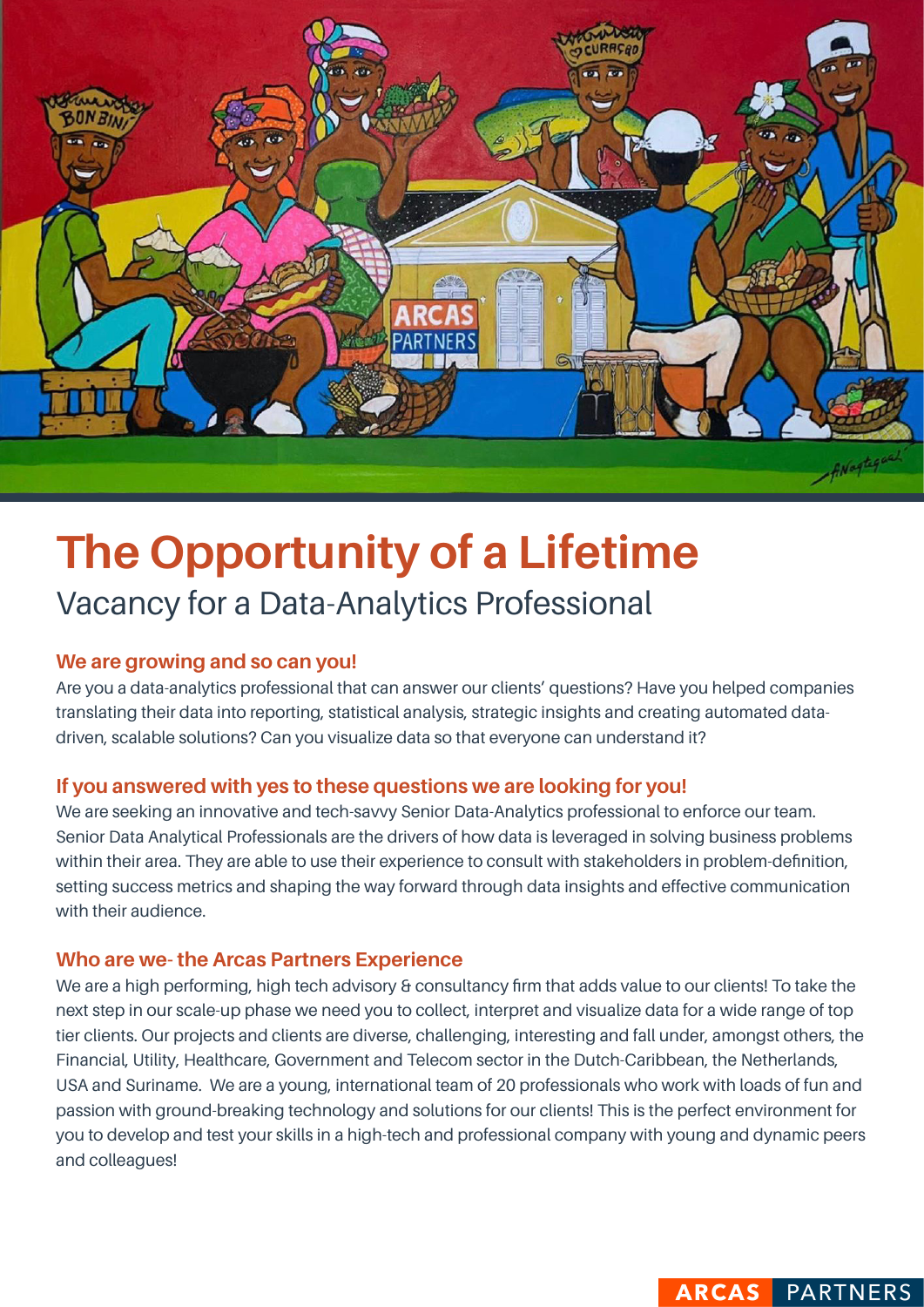# The Opportunity of a Lifetime

## Vacancy for a Data-Analytics Professional

### We are growing and so can you!

Are you a data-analytics professional that can answer our clients' questions? Have you helped companies translating their data into reporting, statistical analysis, strategic insights and creating automated data-driven, scalable solutions? Can you visualize data so that everyone can understand it?

### If you answered with yes to these questions we are looking for you!

We are seeking an innovative and tech-savvy Senior Data-Analytics professional to enforce our team. Senior Data Analytical Professionals are the drivers of how data is leveraged in solving business problems within their area. They are able to use their experience to consult with stakeholders in problem-definition, setting success metrics and shaping the way forward through data insights and effective communication with their audience.

### Who are we- the Arcas Partners Experience

We are a high performing, high tech advisory & consultancy firm that adds value to our clients! To take the next step in our scale-up phase we need you to collect, interpret and visualize data for a wide range of top tier clients. Our projects and clients are diverse, challenging, interesting and fall under, amongst others, the Financial, Utility, Healthcare, Government and Telecom sector in the Dutch-Caribbean, the Netherlands, USA and Suriname. We are a young, international team of 20 professionals who work with loads of fun and passion with ground-breaking technology and solutions for our clients! This is the perfect environment for you to develop and test your skills in a high-tech and professional company with young and dynamic peers and colleagues!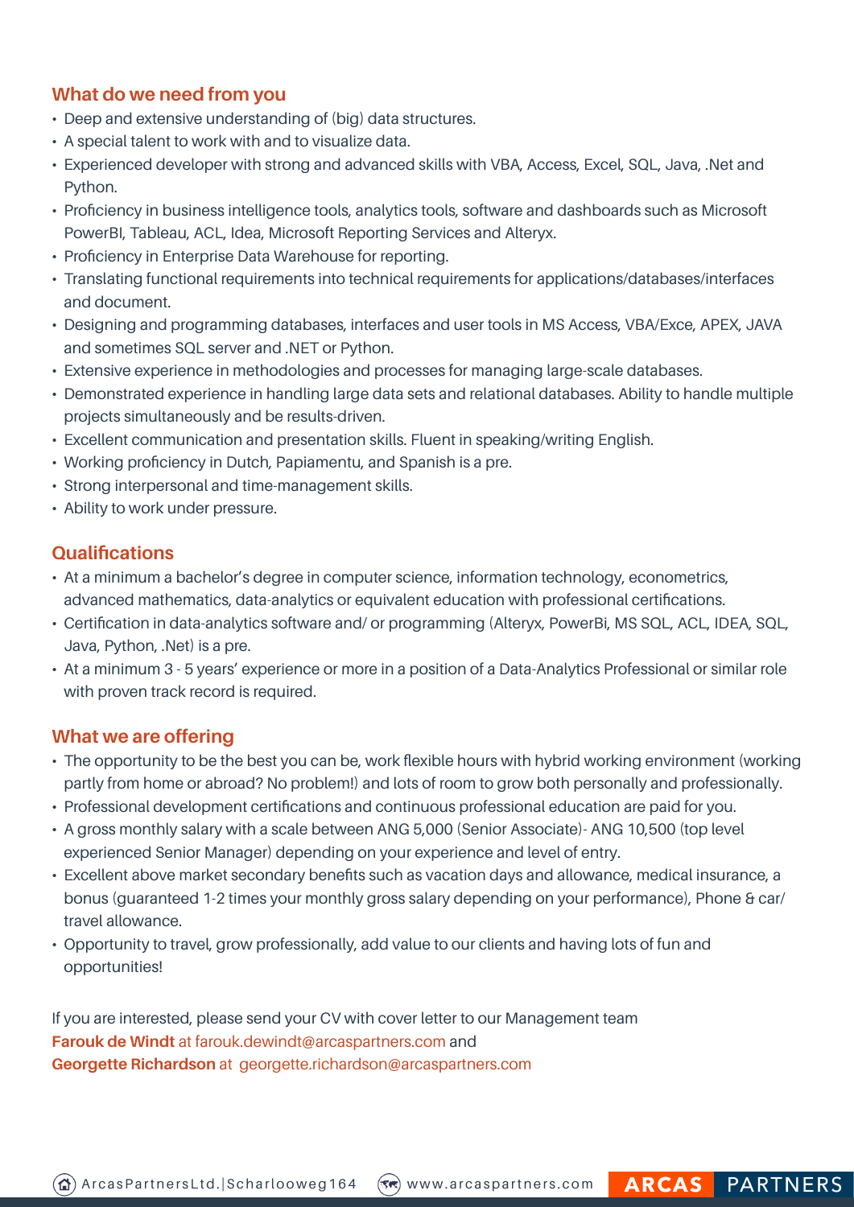## What do we need from you

- Deep and extensive understanding of (big) data structures.
- A special talent to work with and to visualize data.
- Experienced developer with strong and advanced skills with VBA, Access, Excel, SQL, Java, .Net and Python.
- Proficiency in business intelligence tools, analytics tools, software and dashboards such as Microsoft PowerBI, Tableau, ACL, Idea, Microsoft Reporting Services and Alteryx.
- Proficiency in Enterprise Data Warehouse for reporting.
- Translating functional requirements into technical requirements for applications/databases/interfaces and document.
- Designing and programming databases, interfaces and user tools in MS Access, VBA/Exce, APEX, JAVA and sometimes SQL server and .NET or Python.
- Extensive experience in methodologies and processes for managing large-scale databases.
- Demonstrated experience in handling large data sets and relational databases. Ability to handle multiple projects simultaneously and be results-driven.
- Excellent communication and presentation skills. Fluent in speaking/writing English.
- Working proficiency in Dutch, Papiamentu, and Spanish is a pre.
- Strong interpersonal and time-management skills.
- Ability to work under pressure.

## Qualifications

- At a minimum a bachelor's degree in computer science, information technology, econometrics, advanced mathematics, data-analytics or equivalent education with professional certifications.
- Certification in data-analytics software and/ or programming (Alteryx, PowerBi, MS SQL, ACL, IDEA, SQL, Java, Python, .Net) is a pre.
- At a minimum 3 - 5 years' experience or more in a position of a Data-Analytics Professional or similar role with proven track record is required.

## What we are offering

- The opportunity to be the best you can be, work flexible hours with hybrid working environment (working partly from home or abroad? No problem!) and lots of room to grow both personally and professionally.
- Professional development certifications and continuous professional education are paid for you.
- A gross monthly salary with a scale between ANG 5,000 (Senior Associate)- ANG 10,500 (top level experienced Senior Manager) depending on your experience and level of entry.
- Excellent above market secondary benefits such as vacation days and allowance, medical insurance, a bonus (guaranteed 1-2 times your monthly gross salary depending on your performance), Phone & car/ travel allowance.
- Opportunity to travel, grow professionally, add value to our clients and having lots of fun and opportunities!

If you are interested, please send your CV with cover letter to our Management team
**Farouk de Windt** at farouk.dewindt@arcaspartners.com and
**Georgette Richardson** at georgette.richardson@arcaspartners.com

Arcas Partners Ltd. | Scharlooweg 164 www.arcaspartners.com **ARCAS** PARTNERS